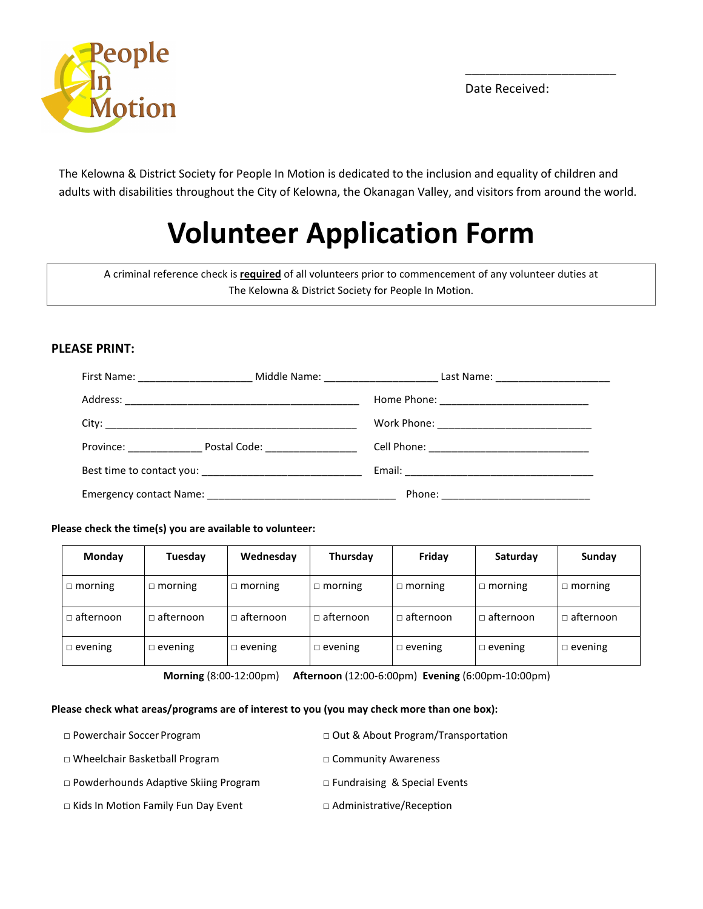People In Motion

Date Received: ______________________

The Kelowna & District Society for People In Motion is dedicated to the inclusion and equality of children and adults with disabilities throughout the City of Kelowna, the Okanagan Valley, and visitors from around the world.

# Volunteer Application Form

A criminal reference check is **required** of all volunteers prior to commencement of any volunteer duties at The Kelowna & District Society for People In Motion.

**PLEASE PRINT:**

First Name: ____________________ Middle Name: ____________________ Last Name: ____________________

Address: __________________________________________ Home Phone: __________________________

City: ____________________________________________ Work Phone: ___________________________

Province: _____________ Postal Code: ________________ Cell Phone: ____________________________

Best time to contact you: _____________________________ Email: __________________________________

Emergency contact Name: _________________________________ Phone: __________________________

**Please check the time(s) you are available to volunteer:**

| Monday | Tuesday | Wednesday | Thursday | Friday | Saturday | Sunday |
|---|---|---|---|---|---|---|
| □ morning | □ morning | □ morning | □ morning | □ morning | □ morning | □ morning |
| □ afternoon | □ afternoon | □ afternoon | □ afternoon | □ afternoon | □ afternoon | □ afternoon |
| □ evening | □ evening | □ evening | □ evening | □ evening | □ evening | □ evening |

**Morning** (8:00-12:00pm) **Afternoon** (12:00-6:00pm) **Evening** (6:00pm-10:00pm)

**Please check what areas/programs are of interest to you (you may check more than one box):**

- □ Powerchair Soccer Program
- □ Wheelchair Basketball Program
- □ Powderhounds Adaptive Skiing Program
- □ Kids In Motion Family Fun Day Event
- □ Out & About Program/Transportation
- □ Community Awareness
- □ Fundraising & Special Events
- □ Administrative/Reception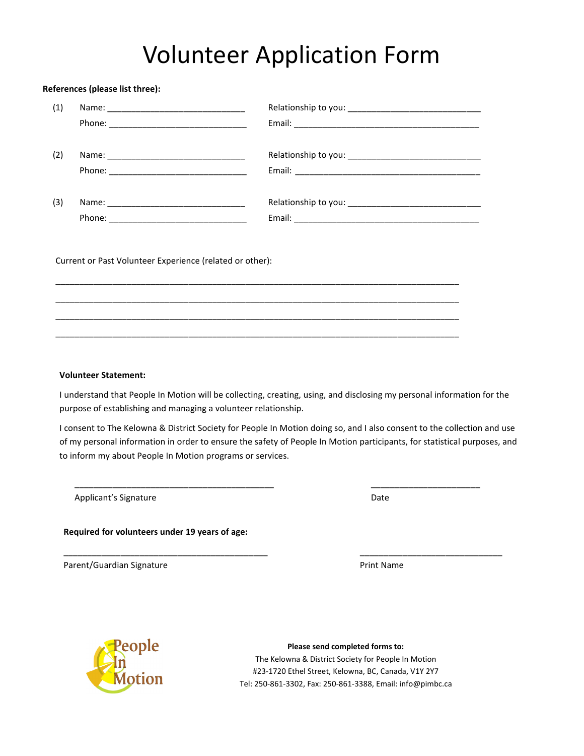# Volunteer Application Form

**References (please list three):**

(1) Name: ______________________________ Relationship to you: ____________________________
Phone: ______________________________ Email: ________________________________________

(2) Name: ______________________________ Relationship to you: ____________________________
Phone: ______________________________ Email: ________________________________________

(3) Name: ______________________________ Relationship to you: ____________________________
Phone: ______________________________ Email: ________________________________________

Current or Past Volunteer Experience (related or other):

_____________________________________________________________________________________

_____________________________________________________________________________________

_____________________________________________________________________________________

_____________________________________________________________________________________

**Volunteer Statement:**

I understand that People In Motion will be collecting, creating, using, and disclosing my personal information for the purpose of establishing and managing a volunteer relationship.

I consent to The Kelowna & District Society for People In Motion doing so, and I also consent to the collection and use of my personal information in order to ensure the safety of People In Motion participants, for statistical purposes, and to inform my about People In Motion programs or services.

___________________________________________ ________________________

Applicant's Signature Date

**Required for volunteers under 19 years of age:**

___________________________________________ ______________________________

Parent/Guardian Signature Print Name

People In Motion

**Please send completed forms to:**
The Kelowna & District Society for People In Motion
#23-1720 Ethel Street, Kelowna, BC, Canada, V1Y 2Y7
Tel: 250-861-3302, Fax: 250-861-3388, Email: info@pimbc.ca